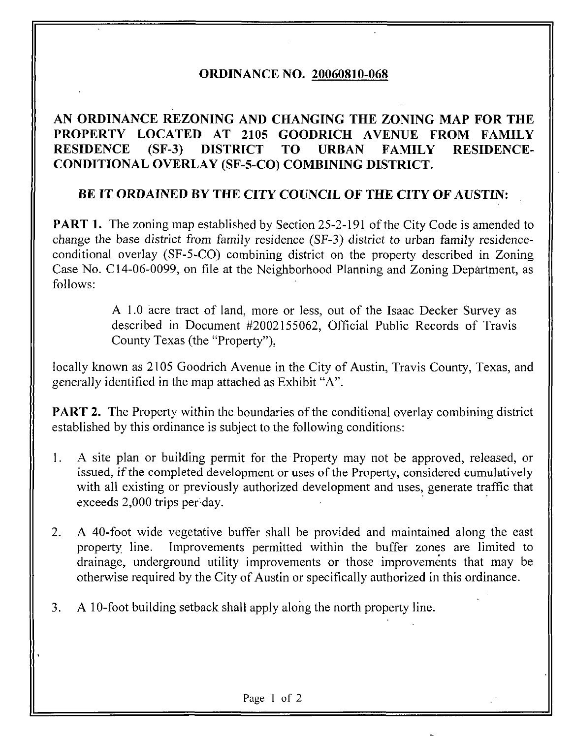# ORDINANCE NO. 20060810-068

## AN ORDINANCE REZONING AND CHANGING THE ZONING MAP FOR THE PROPERTY LOCATED AT 2105 GOODRICH AVENUE FROM FAMILY RESIDENCE (SF-3) DISTRICT TO URBAN FAMILY RESIDENCE-CONDITIONAL OVERLAY (SF-5-CO) COMBINING DISTRICT.

**BE IT ORDAINED BY THE CITY COUNCIL OF THE CITY OF AUSTIN:**

**PART 1.** The zoning map established by Section 25-2-191 of the City Code is amended to change the base district from family residence (SF-3) district to urban family residence-conditional overlay (SF-5-CO) combining district on the property described in Zoning Case No. C14-06-0099, on file at the Neighborhood Planning and Zoning Department, as follows:

> A 1.0 acre tract of land, more or less, out of the Isaac Decker Survey as described in Document #2002155062, Official Public Records of Travis County Texas (the "Property"),

locally known as 2105 Goodrich Avenue in the City of Austin, Travis County, Texas, and generally identified in the map attached as Exhibit "A".

**PART 2.** The Property within the boundaries of the conditional overlay combining district established by this ordinance is subject to the following conditions:

1. A site plan or building permit for the Property may not be approved, released, or issued, if the completed development or uses of the Property, considered cumulatively with all existing or previously authorized development and uses, generate traffic that exceeds 2,000 trips per day.

2. A 40-foot wide vegetative buffer shall be provided and maintained along the east property line. Improvements permitted within the buffer zones are limited to drainage, underground utility improvements or those improvements that may be otherwise required by the City of Austin or specifically authorized in this ordinance.

3. A 10-foot building setback shall apply along the north property line.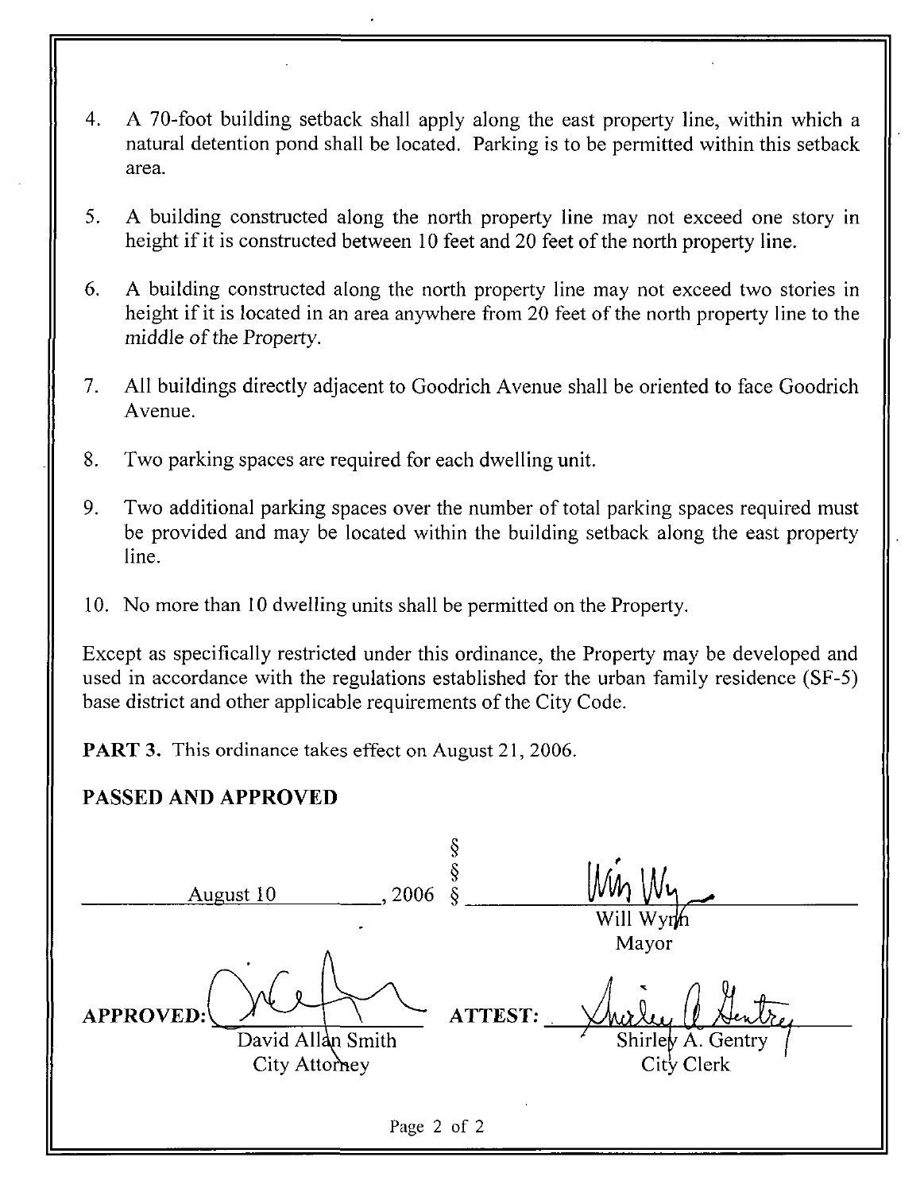4. A 70-foot building setback shall apply along the east property line, within which a natural detention pond shall be located. Parking is to be permitted within this setback area.

5. A building constructed along the north property line may not exceed one story in height if it is constructed between 10 feet and 20 feet of the north property line.

6. A building constructed along the north property line may not exceed two stories in height if it is located in an area anywhere from 20 feet of the north property line to the middle of the Property.

7. All buildings directly adjacent to Goodrich Avenue shall be oriented to face Goodrich Avenue.

8. Two parking spaces are required for each dwelling unit.

9. Two additional parking spaces over the number of total parking spaces required must be provided and may be located within the building setback along the east property line.

10. No more than 10 dwelling units shall be permitted on the Property.

Except as specifically restricted under this ordinance, the Property may be developed and used in accordance with the regulations established for the urban family residence (SF-5) base district and other applicable requirements of the City Code.

**PART 3.** This ordinance takes effect on August 21, 2006.

**PASSED AND APPROVED**

August 10, 2006 §§§ Will Wynn, Mayor

**APPROVED:** David Allan Smith, City Attorney

**ATTEST:** Shirley A. Gentry, City Clerk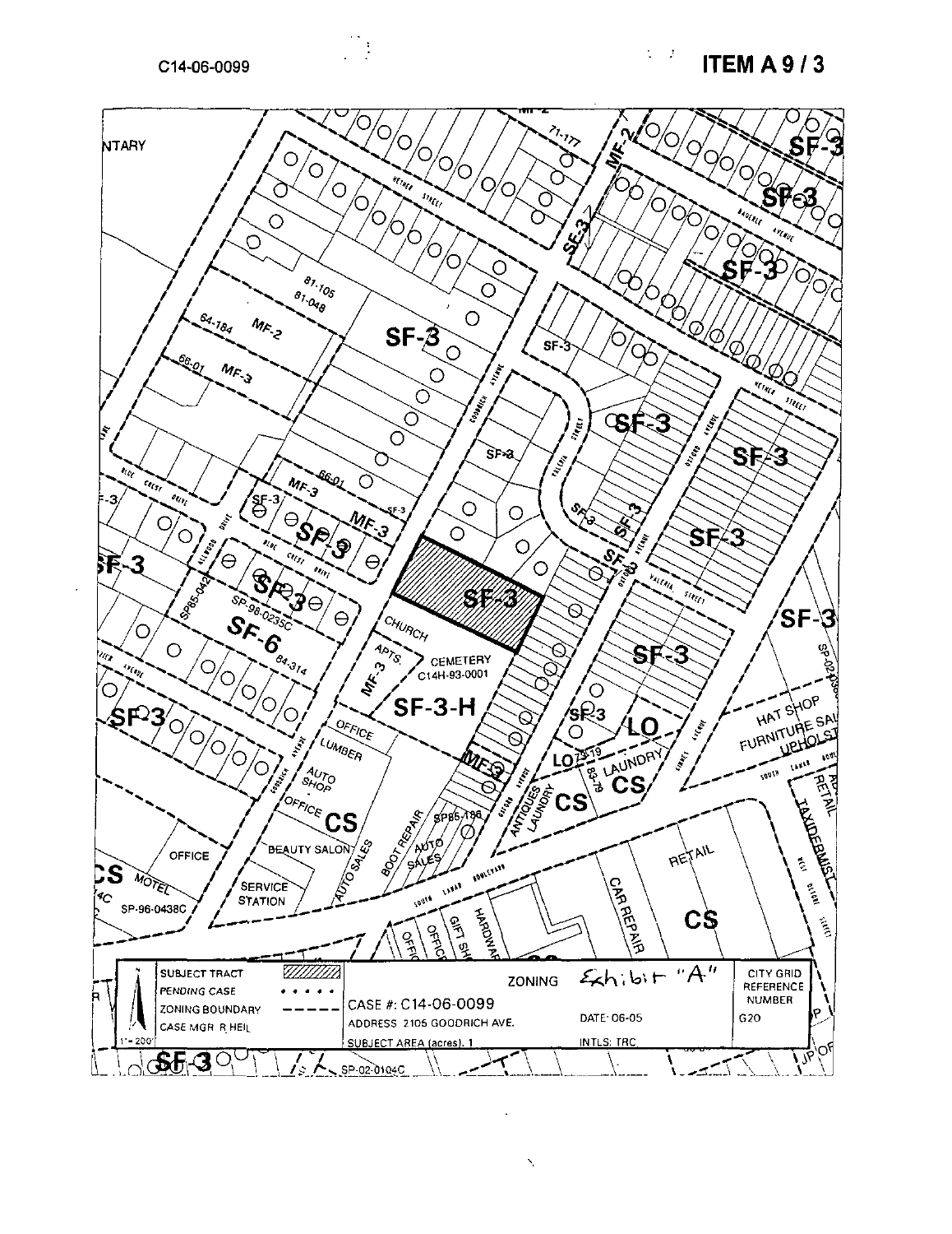C14-06-0099

**ITEM A 9 / 3**

| | | | |
|---|---|---|---|
| SUBJECT TRACT<br>PENDING CASE<br>ZONING BOUNDARY<br>CASE MGR: R HEIL | ZONING | Exhibit "A" | CITY GRID REFERENCE NUMBER |
| | CASE #: C14-06-0099 | | |
| | ADDRESS: 2105 GOODRICH AVE. | DATE: 06-05 | G20 |
| 1" = 200' | SUBJECT AREA (acres): 1 | INTLS: TRC | |